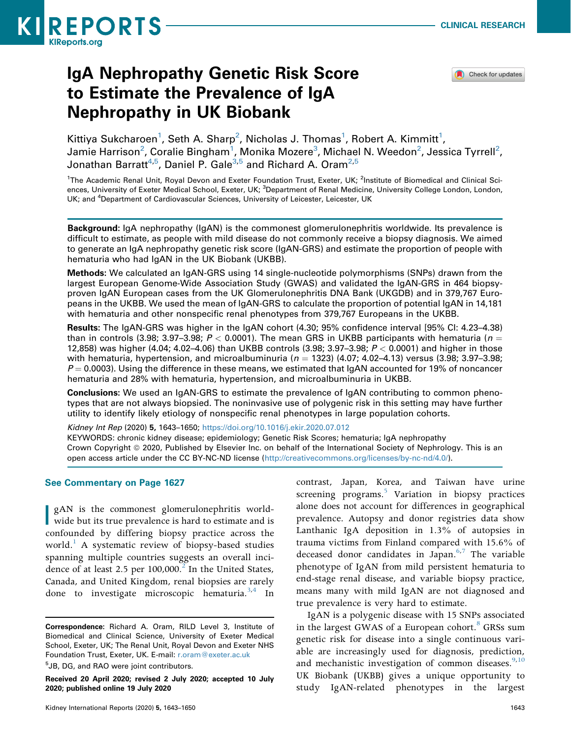# IgA Nephropathy Genetic Risk Score to Estimate the Prevalence of IgA Nephropathy in UK Biobank

Kittiya Sukcharoen[1], Seth A. Sharp[2], Nicholas J. Thomas[1], Robert A. Kimmitt[1], Jamie Harrison[2], Coralie Bingham[1], Monika Mozere[3], Michael N. Weedon[2], Jessica Tyrrell[2], Jonathan Barratt[4,5], Daniel P. Gale[3,5] and Richard A. Oram[2,5]

[1]The Academic Renal Unit, Royal Devon and Exeter Foundation Trust, Exeter, UK; [2]Institute of Biomedical and Clinical Sciences, University of Exeter Medical School, Exeter, UK; [3]Department of Renal Medicine, University College London, London, UK; and [4]Department of Cardiovascular Sciences, University of Leicester, Leicester, UK

**Background:** IgA nephropathy (IgAN) is the commonest glomerulonephritis worldwide. Its prevalence is difficult to estimate, as people with mild disease do not commonly receive a biopsy diagnosis. We aimed to generate an IgA nephropathy genetic risk score (IgAN-GRS) and estimate the proportion of people with hematuria who had IgAN in the UK Biobank (UKBB).

**Methods:** We calculated an IgAN-GRS using 14 single-nucleotide polymorphisms (SNPs) drawn from the largest European Genome-Wide Association Study (GWAS) and validated the IgAN-GRS in 464 biopsy-proven IgAN European cases from the UK Glomerulonephritis DNA Bank (UKGDB) and in 379,767 Europeans in the UKBB. We used the mean of IgAN-GRS to calculate the proportion of potential IgAN in 14,181 with hematuria and other nonspecific renal phenotypes from 379,767 Europeans in the UKBB.

**Results:** The IgAN-GRS was higher in the IgAN cohort (4.30; 95% confidence interval [95% CI: 4.23–4.38) than in controls (3.98; 3.97–3.98; $P < 0.0001$). The mean GRS in UKBB participants with hematuria ($n = 12{,}858$) was higher (4.04; 4.02–4.06) than UKBB controls (3.98; 3.97–3.98; $P < 0.0001$) and higher in those with hematuria, hypertension, and microalbuminuria ($n = 1323$) (4.07; 4.02–4.13) versus (3.98; 3.97–3.98; $P = 0.0003$). Using the difference in these means, we estimated that IgAN accounted for 19% of noncancer hematuria and 28% with hematuria, hypertension, and microalbuminuria in UKBB.

**Conclusions:** We used an IgAN-GRS to estimate the prevalence of IgAN contributing to common phenotypes that are not always biopsied. The noninvasive use of polygenic risk in this setting may have further utility to identify likely etiology of nonspecific renal phenotypes in large population cohorts.

*Kidney Int Rep* (2020) **5,** 1643–1650; https://doi.org/10.1016/j.ekir.2020.07.012

KEYWORDS: chronic kidney disease; epidemiology; Genetic Risk Scores; hematuria; IgA nephropathy

Crown Copyright © 2020, Published by Elsevier Inc. on behalf of the International Society of Nephrology. This is an open access article under the CC BY-NC-ND license (http://creativecommons.org/licenses/by-nc-nd/4.0/).

**See Commentary on Page 1627**

IgAN is the commonest glomerulonephritis worldwide but its true prevalence is hard to estimate and is confounded by differing biopsy practice across the world.[1] A systematic review of biopsy-based studies spanning multiple countries suggests an overall incidence of at least 2.5 per 100,000.[2] In the United States, Canada, and United Kingdom, renal biopsies are rarely done to investigate microscopic hematuria.[3,4] In contrast, Japan, Korea, and Taiwan have urine screening programs.[5] Variation in biopsy practices alone does not account for differences in geographical prevalence. Autopsy and donor registries data show Lanthanic IgA deposition in 1.3% of autopsies in trauma victims from Finland compared with 15.6% of deceased donor candidates in Japan.[6,7] The variable phenotype of IgAN from mild persistent hematuria to end-stage renal disease, and variable biopsy practice, means many with mild IgAN are not diagnosed and true prevalence is very hard to estimate.

IgAN is a polygenic disease with 15 SNPs associated in the largest GWAS of a European cohort.[8] GRSs sum genetic risk for disease into a single continuous variable and are increasingly used for diagnosis, prediction, and mechanistic investigation of common diseases.[9,10] UK Biobank (UKBB) gives a unique opportunity to study IgAN-related phenotypes in the largest

---

**Correspondence:** Richard A. Oram, RILD Level 3, Institute of Biomedical and Clinical Science, University of Exeter Medical School, Exeter, UK; The Renal Unit, Royal Devon and Exeter NHS Foundation Trust, Exeter, UK. E-mail: r.oram@exeter.ac.uk

[5]JB, DG, and RAO were joint contributors.

**Received 20 April 2020; revised 2 July 2020; accepted 10 July 2020; published online 19 July 2020**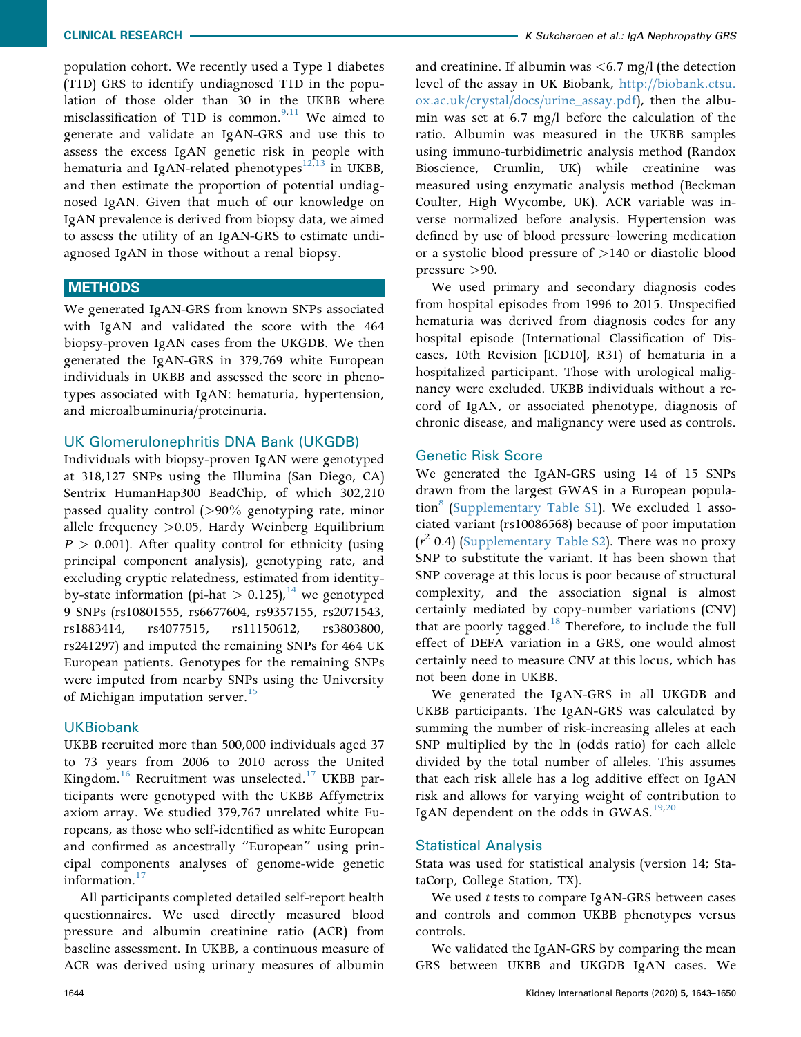population cohort. We recently used a Type 1 diabetes (T1D) GRS to identify undiagnosed T1D in the population of those older than 30 in the UKBB where misclassification of T1D is common.[9,11] We aimed to generate and validate an IgAN-GRS and use this to assess the excess IgAN genetic risk in people with hematuria and IgAN-related phenotypes[12,13] in UKBB, and then estimate the proportion of potential undiagnosed IgAN. Given that much of our knowledge on IgAN prevalence is derived from biopsy data, we aimed to assess the utility of an IgAN-GRS to estimate undiagnosed IgAN in those without a renal biopsy.

## METHODS

We generated IgAN-GRS from known SNPs associated with IgAN and validated the score with the 464 biopsy-proven IgAN cases from the UKGDB. We then generated the IgAN-GRS in 379,769 white European individuals in UKBB and assessed the score in phenotypes associated with IgAN: hematuria, hypertension, and microalbuminuria/proteinuria.

### UK Glomerulonephritis DNA Bank (UKGDB)

Individuals with biopsy-proven IgAN were genotyped at 318,127 SNPs using the Illumina (San Diego, CA) Sentrix HumanHap300 BeadChip, of which 302,210 passed quality control (>90% genotyping rate, minor allele frequency >0.05, Hardy Weinberg Equilibrium $P > 0.001$). After quality control for ethnicity (using principal component analysis), genotyping rate, and excluding cryptic relatedness, estimated from identity-by-state information (pi-hat > 0.125),[14] we genotyped 9 SNPs (rs10801555, rs6677604, rs9357155, rs2071543, rs1883414, rs4077515, rs11150612, rs3803800, rs241297) and imputed the remaining SNPs for 464 UK European patients. Genotypes for the remaining SNPs were imputed from nearby SNPs using the University of Michigan imputation server.[15]

### UKBiobank

UKBB recruited more than 500,000 individuals aged 37 to 73 years from 2006 to 2010 across the United Kingdom.[16] Recruitment was unselected.[17] UKBB participants were genotyped with the UKBB Affymetrix axiom array. We studied 379,767 unrelated white Europeans, as those who self-identified as white European and confirmed as ancestrally "European" using principal components analyses of genome-wide genetic information.[17]

All participants completed detailed self-report health questionnaires. We used directly measured blood pressure and albumin creatinine ratio (ACR) from baseline assessment. In UKBB, a continuous measure of ACR was derived using urinary measures of albumin and creatinine. If albumin was <6.7 mg/l (the detection level of the assay in UK Biobank, http://biobank.ctsu.ox.ac.uk/crystal/docs/urine_assay.pdf), then the albumin was set at 6.7 mg/l before the calculation of the ratio. Albumin was measured in the UKBB samples using immuno-turbidimetric analysis method (Randox Bioscience, Crumlin, UK) while creatinine was measured using enzymatic analysis method (Beckman Coulter, High Wycombe, UK). ACR variable was inverse normalized before analysis. Hypertension was defined by use of blood pressure–lowering medication or a systolic blood pressure of >140 or diastolic blood pressure >90.

We used primary and secondary diagnosis codes from hospital episodes from 1996 to 2015. Unspecified hematuria was derived from diagnosis codes for any hospital episode (International Classification of Diseases, 10th Revision [ICD10], R31) of hematuria in a hospitalized participant. Those with urological malignancy were excluded. UKBB individuals without a record of IgAN, or associated phenotype, diagnosis of chronic disease, and malignancy were used as controls.

### Genetic Risk Score

We generated the IgAN-GRS using 14 of 15 SNPs drawn from the largest GWAS in a European population[8] (Supplementary Table S1). We excluded 1 associated variant (rs10086568) because of poor imputation ($r^2$ 0.4) (Supplementary Table S2). There was no proxy SNP to substitute the variant. It has been shown that SNP coverage at this locus is poor because of structural complexity, and the association signal is almost certainly mediated by copy-number variations (CNV) that are poorly tagged.[18] Therefore, to include the full effect of DEFA variation in a GRS, one would almost certainly need to measure CNV at this locus, which has not been done in UKBB.

We generated the IgAN-GRS in all UKGDB and UKBB participants. The IgAN-GRS was calculated by summing the number of risk-increasing alleles at each SNP multiplied by the ln (odds ratio) for each allele divided by the total number of alleles. This assumes that each risk allele has a log additive effect on IgAN risk and allows for varying weight of contribution to IgAN dependent on the odds in GWAS.[19,20]

### Statistical Analysis

Stata was used for statistical analysis (version 14; StataCorp, College Station, TX).

We used *t* tests to compare IgAN-GRS between cases and controls and common UKBB phenotypes versus controls.

We validated the IgAN-GRS by comparing the mean GRS between UKBB and UKGDB IgAN cases. We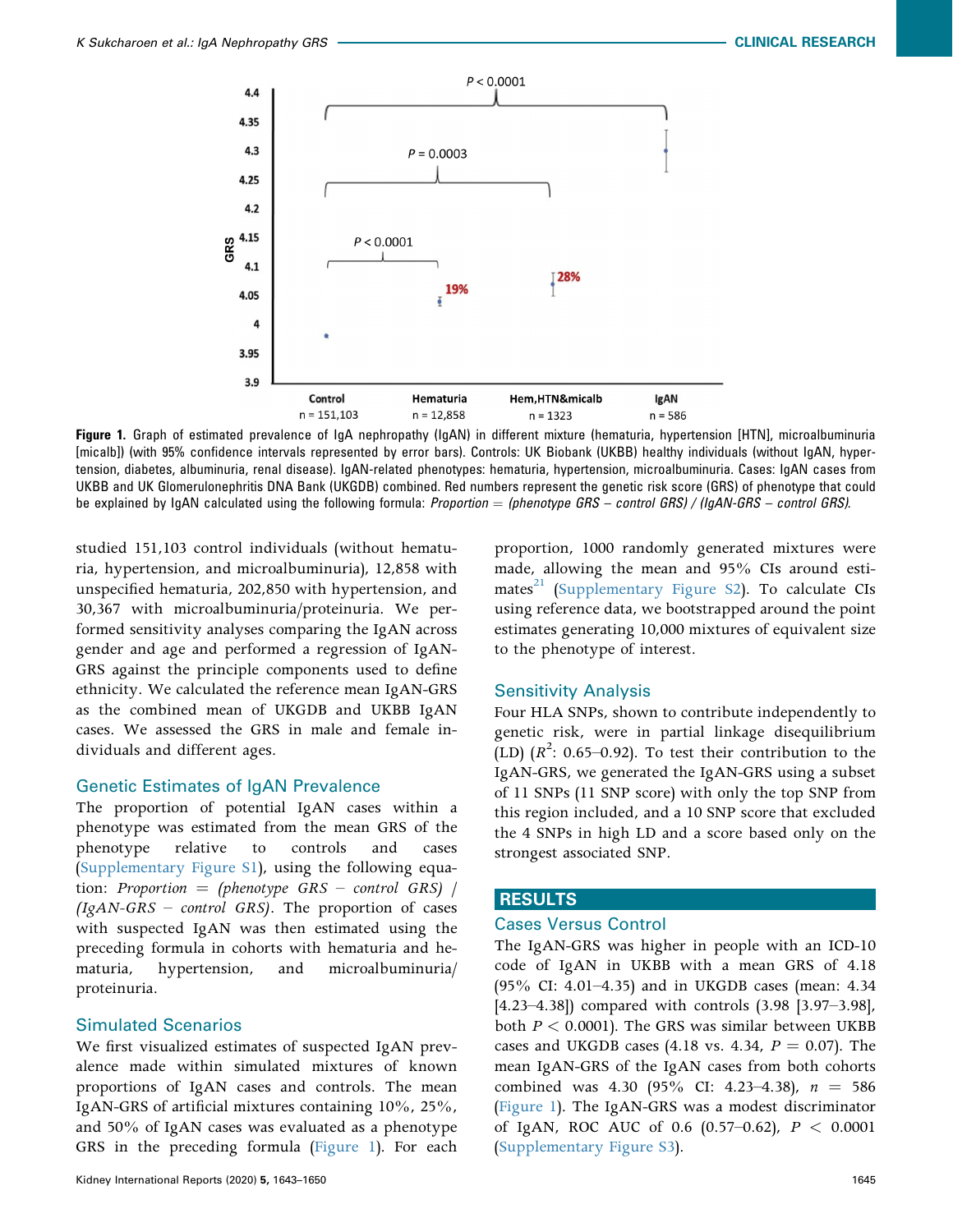Figure 1. Graph of estimated prevalence of IgA nephropathy (IgAN) in different mixture (hematuria, hypertension [HTN], microalbuminuria [micalb]) (with 95% confidence intervals represented by error bars). Controls: UK Biobank (UKBB) healthy individuals (without IgAN, hypertension, diabetes, albuminuria, renal disease). IgAN-related phenotypes: hematuria, hypertension, microalbuminuria. Cases: IgAN cases from UKBB and UK Glomerulonephritis DNA Bank (UKGDB) combined. Red numbers represent the genetic risk score (GRS) of phenotype that could be explained by IgAN calculated using the following formula: *Proportion = (phenotype GRS − control GRS) / (IgAN-GRS − control GRS).*

studied 151,103 control individuals (without hematuria, hypertension, and microalbuminuria), 12,858 with unspecified hematuria, 202,850 with hypertension, and 30,367 with microalbuminuria/proteinuria. We performed sensitivity analyses comparing the IgAN across gender and age and performed a regression of IgAN-GRS against the principle components used to define ethnicity. We calculated the reference mean IgAN-GRS as the combined mean of UKGDB and UKBB IgAN cases. We assessed the GRS in male and female individuals and different ages.

### Genetic Estimates of IgAN Prevalence

The proportion of potential IgAN cases within a phenotype was estimated from the mean GRS of the phenotype relative to controls and cases (Supplementary Figure S1), using the following equation: *Proportion = (phenotype GRS − control GRS) / (IgAN-GRS − control GRS)*. The proportion of cases with suspected IgAN was then estimated using the preceding formula in cohorts with hematuria and hematuria, hypertension, and microalbuminuria/proteinuria.

### Simulated Scenarios

We first visualized estimates of suspected IgAN prevalence made within simulated mixtures of known proportions of IgAN cases and controls. The mean IgAN-GRS of artificial mixtures containing 10%, 25%, and 50% of IgAN cases was evaluated as a phenotype GRS in the preceding formula (Figure 1). For each proportion, 1000 randomly generated mixtures were made, allowing the mean and 95% CIs around estimates[21] (Supplementary Figure S2). To calculate CIs using reference data, we bootstrapped around the point estimates generating 10,000 mixtures of equivalent size to the phenotype of interest.

### Sensitivity Analysis

Four HLA SNPs, shown to contribute independently to genetic risk, were in partial linkage disequilibrium (LD) ($R^2$: 0.65–0.92). To test their contribution to the IgAN-GRS, we generated the IgAN-GRS using a subset of 11 SNPs (11 SNP score) with only the top SNP from this region included, and a 10 SNP score that excluded the 4 SNPs in high LD and a score based only on the strongest associated SNP.

## RESULTS

### Cases Versus Control

The IgAN-GRS was higher in people with an ICD-10 code of IgAN in UKBB with a mean GRS of 4.18 (95% CI: 4.01–4.35) and in UKGDB cases (mean: 4.34 [4.23–4.38]) compared with controls (3.98 [3.97–3.98], both $P < 0.0001$). The GRS was similar between UKBB cases and UKGDB cases (4.18 vs. 4.34, $P = 0.07$). The mean IgAN-GRS of the IgAN cases from both cohorts combined was 4.30 (95% CI: 4.23–4.38), $n = 586$ (Figure 1). The IgAN-GRS was a modest discriminator of IgAN, ROC AUC of 0.6 (0.57–0.62), $P < 0.0001$ (Supplementary Figure S3).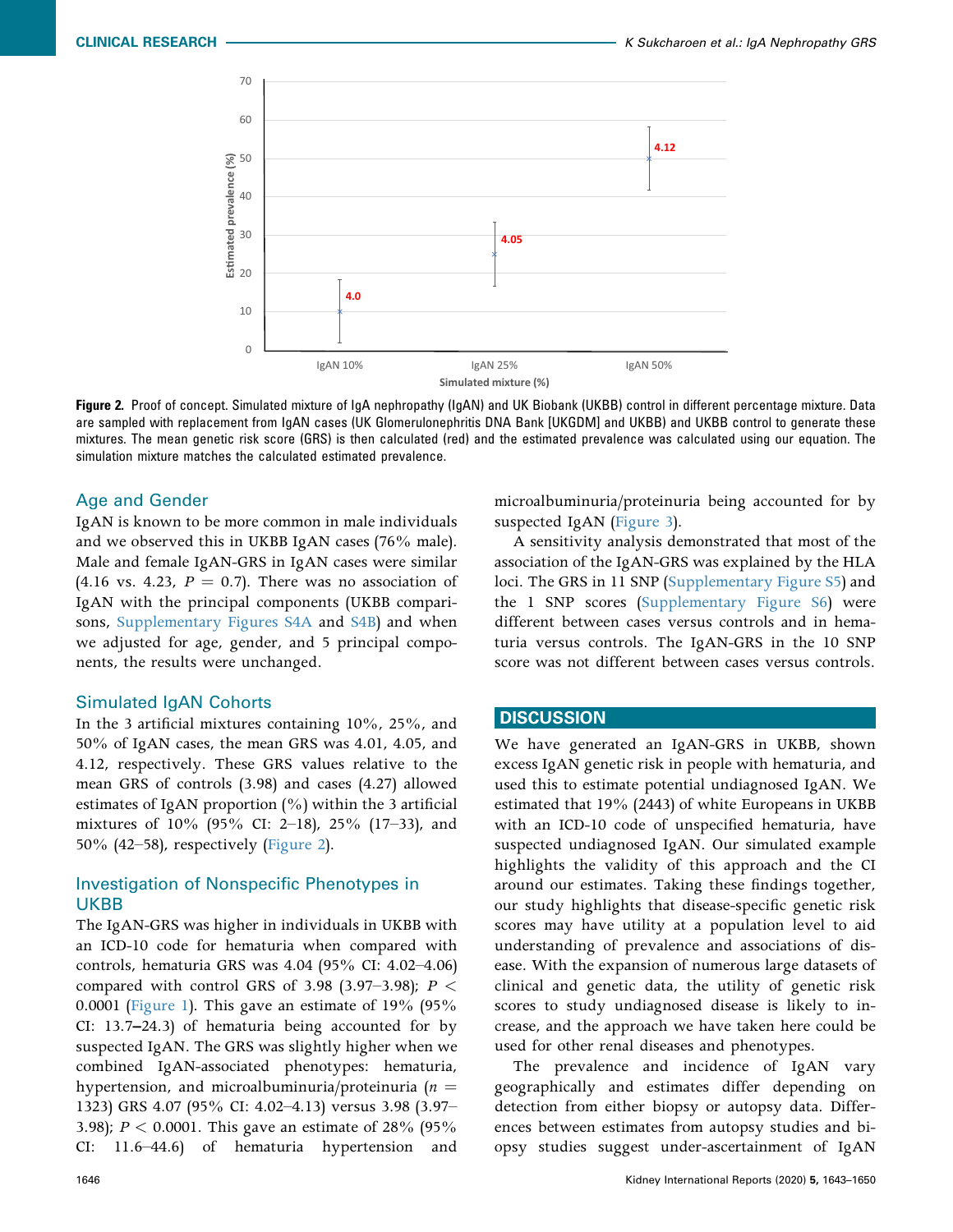Figure 2. Proof of concept. Simulated mixture of IgA nephropathy (IgAN) and UK Biobank (UKBB) control in different percentage mixture. Data are sampled with replacement from IgAN cases (UK Glomerulonephritis DNA Bank [UKGDM] and UKBB) and UKBB control to generate these mixtures. The mean genetic risk score (GRS) is then calculated (red) and the estimated prevalence was calculated using our equation. The simulation mixture matches the calculated estimated prevalence.

### Age and Gender

IgAN is known to be more common in male individuals and we observed this in UKBB IgAN cases (76% male). Male and female IgAN-GRS in IgAN cases were similar (4.16 vs. 4.23, $P = 0.7$). There was no association of IgAN with the principal components (UKBB comparisons, Supplementary Figures S4A and S4B) and when we adjusted for age, gender, and 5 principal components, the results were unchanged.

### Simulated IgAN Cohorts

In the 3 artificial mixtures containing 10%, 25%, and 50% of IgAN cases, the mean GRS was 4.01, 4.05, and 4.12, respectively. These GRS values relative to the mean GRS of controls (3.98) and cases (4.27) allowed estimates of IgAN proportion (%) within the 3 artificial mixtures of 10% (95% CI: 2–18), 25% (17–33), and 50% (42–58), respectively (Figure 2).

### Investigation of Nonspecific Phenotypes in UKBB

The IgAN-GRS was higher in individuals in UKBB with an ICD-10 code for hematuria when compared with controls, hematuria GRS was 4.04 (95% CI: 4.02–4.06) compared with control GRS of 3.98 (3.97–3.98); $P < 0.0001$ (Figure 1). This gave an estimate of 19% (95% CI: 13.7–24.3) of hematuria being accounted for by suspected IgAN. The GRS was slightly higher when we combined IgAN-associated phenotypes: hematuria, hypertension, and microalbuminuria/proteinuria ($n = 1323$) GRS 4.07 (95% CI: 4.02–4.13) versus 3.98 (3.97–3.98); $P < 0.0001$. This gave an estimate of 28% (95% CI: 11.6–44.6) of hematuria hypertension and microalbuminuria/proteinuria being accounted for by suspected IgAN (Figure 3).

A sensitivity analysis demonstrated that most of the association of the IgAN-GRS was explained by the HLA loci. The GRS in 11 SNP (Supplementary Figure S5) and the 1 SNP scores (Supplementary Figure S6) were different between cases versus controls and in hematuria versus controls. The IgAN-GRS in the 10 SNP score was not different between cases versus controls.

## DISCUSSION

We have generated an IgAN-GRS in UKBB, shown excess IgAN genetic risk in people with hematuria, and used this to estimate potential undiagnosed IgAN. We estimated that 19% (2443) of white Europeans in UKBB with an ICD-10 code of unspecified hematuria, have suspected undiagnosed IgAN. Our simulated example highlights the validity of this approach and the CI around our estimates. Taking these findings together, our study highlights that disease-specific genetic risk scores may have utility at a population level to aid understanding of prevalence and associations of disease. With the expansion of numerous large datasets of clinical and genetic data, the utility of genetic risk scores to study undiagnosed disease is likely to increase, and the approach we have taken here could be used for other renal diseases and phenotypes.

The prevalence and incidence of IgAN vary geographically and estimates differ depending on detection from either biopsy or autopsy data. Differences between estimates from autopsy studies and biopsy studies suggest under-ascertainment of IgAN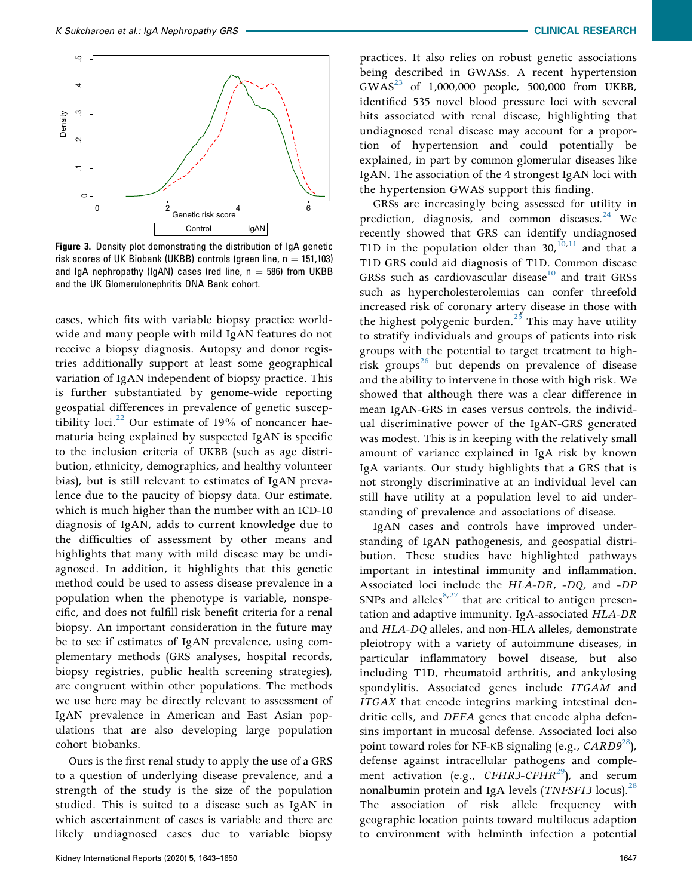**Figure 3.** Density plot demonstrating the distribution of IgA genetic risk scores of UK Biobank (UKBB) controls (green line, n = 151,103) and IgA nephropathy (IgAN) cases (red line, n = 586) from UKBB and the UK Glomerulonephritis DNA Bank cohort.

cases, which fits with variable biopsy practice worldwide and many people with mild IgAN features do not receive a biopsy diagnosis. Autopsy and donor registries additionally support at least some geographical variation of IgAN independent of biopsy practice. This is further substantiated by genome-wide reporting geospatial differences in prevalence of genetic susceptibility loci.[22] Our estimate of 19% of noncancer haematuria being explained by suspected IgAN is specific to the inclusion criteria of UKBB (such as age distribution, ethnicity, demographics, and healthy volunteer bias), but is still relevant to estimates of IgAN prevalence due to the paucity of biopsy data. Our estimate, which is much higher than the number with an ICD-10 diagnosis of IgAN, adds to current knowledge due to the difficulties of assessment by other means and highlights that many with mild disease may be undiagnosed. In addition, it highlights that this genetic method could be used to assess disease prevalence in a population when the phenotype is variable, nonspecific, and does not fulfill risk benefit criteria for a renal biopsy. An important consideration in the future may be to see if estimates of IgAN prevalence, using complementary methods (GRS analyses, hospital records, biopsy registries, public health screening strategies), are congruent within other populations. The methods we use here may be directly relevant to assessment of IgAN prevalence in American and East Asian populations that are also developing large population cohort biobanks.

Ours is the first renal study to apply the use of a GRS to a question of underlying disease prevalence, and a strength of the study is the size of the population studied. This is suited to a disease such as IgAN in which ascertainment of cases is variable and there are likely undiagnosed cases due to variable biopsy practices. It also relies on robust genetic associations being described in GWASs. A recent hypertension GWAS[23] of 1,000,000 people, 500,000 from UKBB, identified 535 novel blood pressure loci with several hits associated with renal disease, highlighting that undiagnosed renal disease may account for a proportion of hypertension and could potentially be explained, in part by common glomerular diseases like IgAN. The association of the 4 strongest IgAN loci with the hypertension GWAS support this finding.

GRSs are increasingly being assessed for utility in prediction, diagnosis, and common diseases.[24] We recently showed that GRS can identify undiagnosed T1D in the population older than 30,[10,11] and that a T1D GRS could aid diagnosis of T1D. Common disease GRSs such as cardiovascular disease[10] and trait GRSs such as hypercholesterolemias can confer threefold increased risk of coronary artery disease in those with the highest polygenic burden.[25] This may have utility to stratify individuals and groups of patients into risk groups with the potential to target treatment to high-risk groups[26] but depends on prevalence of disease and the ability to intervene in those with high risk. We showed that although there was a clear difference in mean IgAN-GRS in cases versus controls, the individual discriminative power of the IgAN-GRS generated was modest. This is in keeping with the relatively small amount of variance explained in IgA risk by known IgA variants. Our study highlights that a GRS that is not strongly discriminative at an individual level can still have utility at a population level to aid understanding of prevalence and associations of disease.

IgAN cases and controls have improved understanding of IgAN pathogenesis, and geospatial distribution. These studies have highlighted pathways important in intestinal immunity and inflammation. Associated loci include the *HLA-DR*, *-DQ*, and *-DP* SNPs and alleles[8,27] that are critical to antigen presentation and adaptive immunity. IgA-associated *HLA-DR* and *HLA-DQ* alleles, and non-HLA alleles, demonstrate pleiotropy with a variety of autoimmune diseases, in particular inflammatory bowel disease, but also including T1D, rheumatoid arthritis, and ankylosing spondylitis. Associated genes include *ITGAM* and *ITGAX* that encode integrins marking intestinal dendritic cells, and *DEFA* genes that encode alpha defensins important in mucosal defense. Associated loci also point toward roles for NF-κB signaling (e.g., *CARD9*[28]), defense against intracellular pathogens and complement activation (e.g., *CFHR3-CFHR*[29]), and serum nonalbumin protein and IgA levels (*TNFSF13* locus).[28] The association of risk allele frequency with geographic location points toward multilocus adaption to environment with helminth infection a potential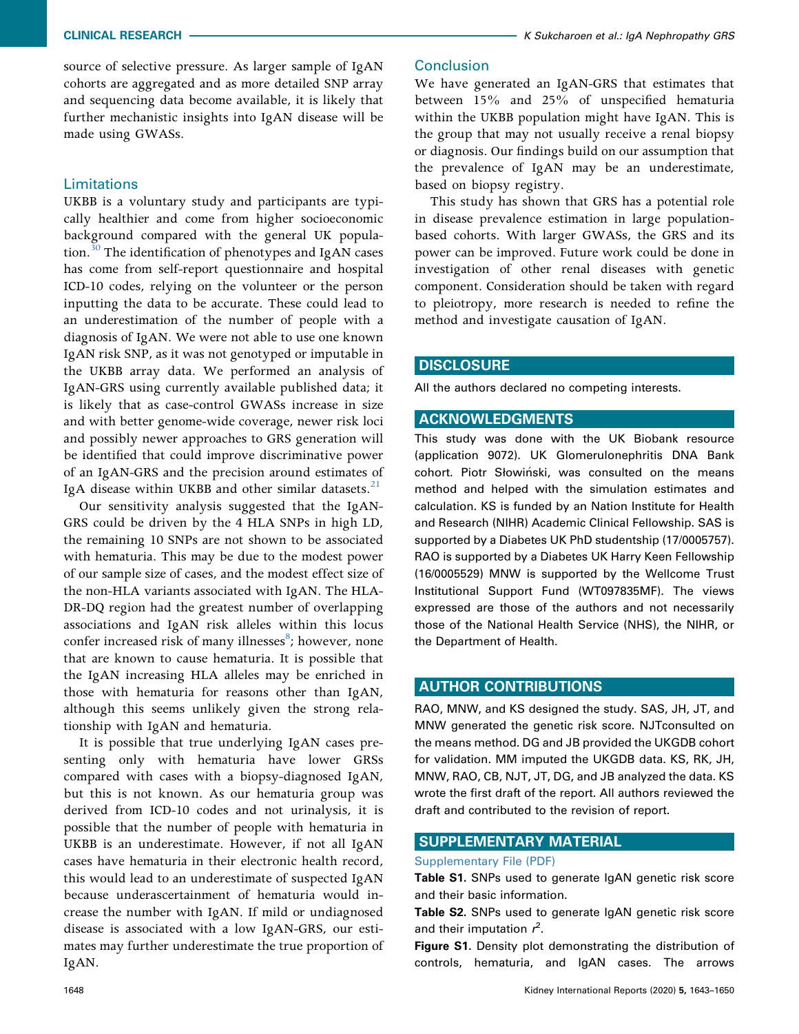source of selective pressure. As larger sample of IgAN cohorts are aggregated and as more detailed SNP array and sequencing data become available, it is likely that further mechanistic insights into IgAN disease will be made using GWASs.

## Limitations

UKBB is a voluntary study and participants are typically healthier and come from higher socioeconomic background compared with the general UK population.[30] The identification of phenotypes and IgAN cases has come from self-report questionnaire and hospital ICD-10 codes, relying on the volunteer or the person inputting the data to be accurate. These could lead to an underestimation of the number of people with a diagnosis of IgAN. We were not able to use one known IgAN risk SNP, as it was not genotyped or imputable in the UKBB array data. We performed an analysis of IgAN-GRS using currently available published data; it is likely that as case-control GWASs increase in size and with better genome-wide coverage, newer risk loci and possibly newer approaches to GRS generation will be identified that could improve discriminative power of an IgAN-GRS and the precision around estimates of IgA disease within UKBB and other similar datasets.[21]

Our sensitivity analysis suggested that the IgAN-GRS could be driven by the 4 HLA SNPs in high LD, the remaining 10 SNPs are not shown to be associated with hematuria. This may be due to the modest power of our sample size of cases, and the modest effect size of the non-HLA variants associated with IgAN. The HLA-DR-DQ region had the greatest number of overlapping associations and IgAN risk alleles within this locus confer increased risk of many illnesses[8]; however, none that are known to cause hematuria. It is possible that the IgAN increasing HLA alleles may be enriched in those with hematuria for reasons other than IgAN, although this seems unlikely given the strong relationship with IgAN and hematuria.

It is possible that true underlying IgAN cases presenting only with hematuria have lower GRSs compared with cases with a biopsy-diagnosed IgAN, but this is not known. As our hematuria group was derived from ICD-10 codes and not urinalysis, it is possible that the number of people with hematuria in UKBB is an underestimate. However, if not all IgAN cases have hematuria in their electronic health record, this would lead to an underestimate of suspected IgAN because underascertainment of hematuria would increase the number with IgAN. If mild or undiagnosed disease is associated with a low IgAN-GRS, our estimates may further underestimate the true proportion of IgAN.

## Conclusion

We have generated an IgAN-GRS that estimates that between 15% and 25% of unspecified hematuria within the UKBB population might have IgAN. This is the group that may not usually receive a renal biopsy or diagnosis. Our findings build on our assumption that the prevalence of IgAN may be an underestimate, based on biopsy registry.

This study has shown that GRS has a potential role in disease prevalence estimation in large population-based cohorts. With larger GWASs, the GRS and its power can be improved. Future work could be done in investigation of other renal diseases with genetic component. Consideration should be taken with regard to pleiotropy, more research is needed to refine the method and investigate causation of IgAN.

## DISCLOSURE

All the authors declared no competing interests.

## ACKNOWLEDGMENTS

This study was done with the UK Biobank resource (application 9072). UK Glomerulonephritis DNA Bank cohort. Piotr Słowiński, was consulted on the means method and helped with the simulation estimates and calculation. KS is funded by an Nation Institute for Health and Research (NIHR) Academic Clinical Fellowship. SAS is supported by a Diabetes UK PhD studentship (17/0005757). RAO is supported by a Diabetes UK Harry Keen Fellowship (16/0005529) MNW is supported by the Wellcome Trust Institutional Support Fund (WT097835MF). The views expressed are those of the authors and not necessarily those of the National Health Service (NHS), the NIHR, or the Department of Health.

## AUTHOR CONTRIBUTIONS

RAO, MNW, and KS designed the study. SAS, JH, JT, and MNW generated the genetic risk score. NJTconsulted on the means method. DG and JB provided the UKGDB cohort for validation. MM imputed the UKGDB data. KS, RK, JH, MNW, RAO, CB, NJT, JT, DG, and JB analyzed the data. KS wrote the first draft of the report. All authors reviewed the draft and contributed to the revision of report.

## SUPPLEMENTARY MATERIAL

Supplementary File (PDF)

**Table S1.** SNPs used to generate IgAN genetic risk score and their basic information.

**Table S2.** SNPs used to generate IgAN genetic risk score and their imputation $r^2$.

**Figure S1.** Density plot demonstrating the distribution of controls, hematuria, and IgAN cases. The arrows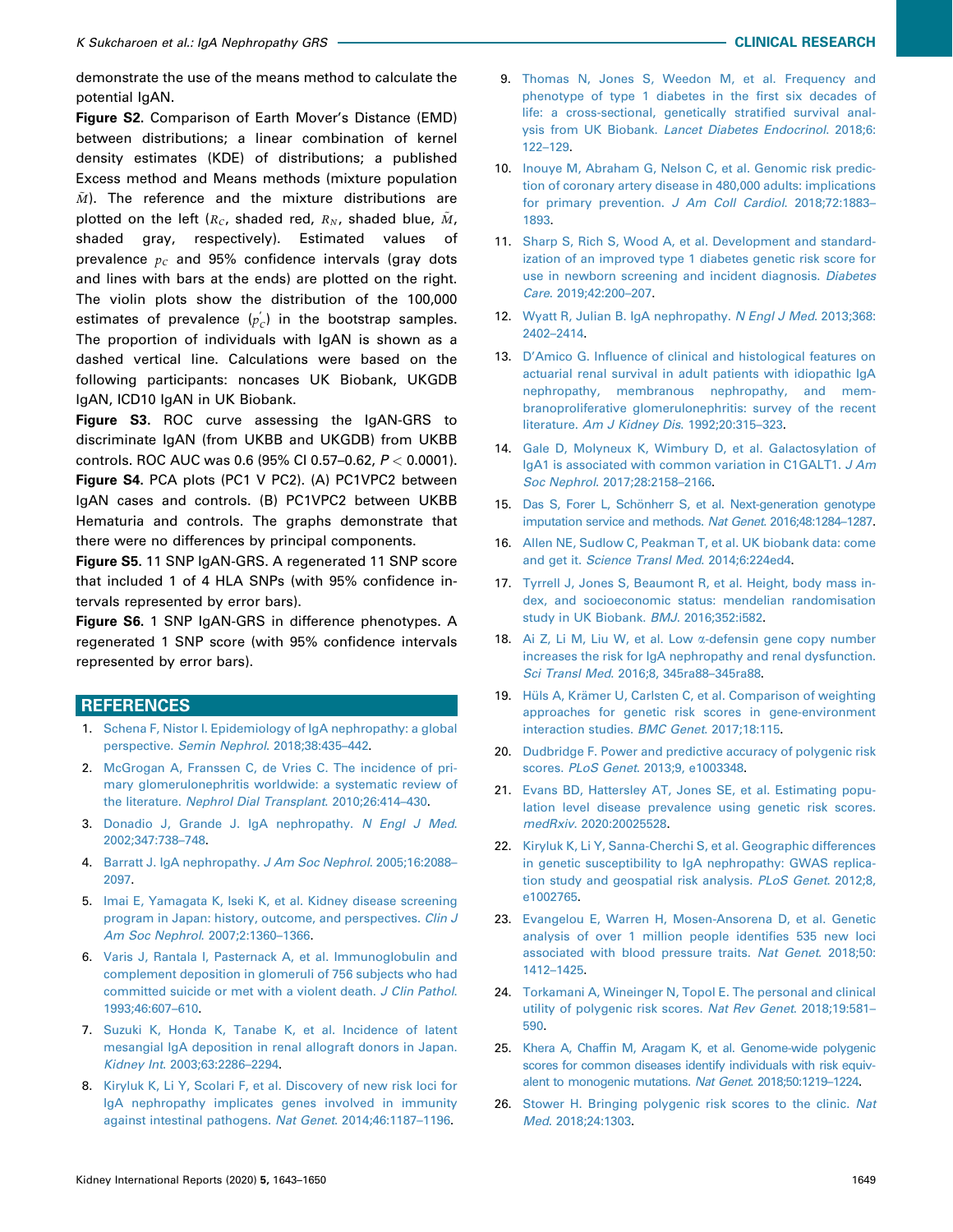demonstrate the use of the means method to calculate the potential IgAN.

**Figure S2.** Comparison of Earth Mover's Distance (EMD) between distributions; a linear combination of kernel density estimates (KDE) of distributions; a published Excess method and Means methods (mixture population $\tilde{M}$). The reference and the mixture distributions are plotted on the left ($R_C$, shaded red, $R_N$, shaded blue, $\tilde{M}$, shaded gray, respectively). Estimated values of prevalence $p_C$ and 95% confidence intervals (gray dots and lines with bars at the ends) are plotted on the right. The violin plots show the distribution of the 100,000 estimates of prevalence ($p_C^{'}$) in the bootstrap samples. The proportion of individuals with IgAN is shown as a dashed vertical line. Calculations were based on the following participants: noncases UK Biobank, UKGDB IgAN, ICD10 IgAN in UK Biobank.

**Figure S3.** ROC curve assessing the IgAN-GRS to discriminate IgAN (from UKBB and UKGDB) from UKBB controls. ROC AUC was 0.6 (95% CI 0.57–0.62, $P < 0.0001$).

**Figure S4.** PCA plots (PC1 V PC2). (A) PC1VPC2 between IgAN cases and controls. (B) PC1VPC2 between UKBB Hematuria and controls. The graphs demonstrate that there were no differences by principal components.

**Figure S5.** 11 SNP IgAN-GRS. A regenerated 11 SNP score that included 1 of 4 HLA SNPs (with 95% confidence intervals represented by error bars).

**Figure S6.** 1 SNP IgAN-GRS in difference phenotypes. A regenerated 1 SNP score (with 95% confidence intervals represented by error bars).

## REFERENCES

1. Schena F, Nistor I. Epidemiology of IgA nephropathy: a global perspective. *Semin Nephrol.* 2018;38:435–442.
2. McGrogan A, Franssen C, de Vries C. The incidence of primary glomerulonephritis worldwide: a systematic review of the literature. *Nephrol Dial Transplant.* 2010;26:414–430.
3. Donadio J, Grande J. IgA nephropathy. *N Engl J Med.* 2002;347:738–748.
4. Barratt J. IgA nephropathy. *J Am Soc Nephrol.* 2005;16:2088–2097.
5. Imai E, Yamagata K, Iseki K, et al. Kidney disease screening program in Japan: history, outcome, and perspectives. *Clin J Am Soc Nephrol.* 2007;2:1360–1366.
6. Varis J, Rantala I, Pasternack A, et al. Immunoglobulin and complement deposition in glomeruli of 756 subjects who had committed suicide or met with a violent death. *J Clin Pathol.* 1993;46:607–610.
7. Suzuki K, Honda K, Tanabe K, et al. Incidence of latent mesangial IgA deposition in renal allograft donors in Japan. *Kidney Int.* 2003;63:2286–2294.
8. Kiryluk K, Li Y, Scolari F, et al. Discovery of new risk loci for IgA nephropathy implicates genes involved in immunity against intestinal pathogens. *Nat Genet.* 2014;46:1187–1196.
9. Thomas N, Jones S, Weedon M, et al. Frequency and phenotype of type 1 diabetes in the first six decades of life: a cross-sectional, genetically stratified survival analysis from UK Biobank. *Lancet Diabetes Endocrinol.* 2018;6:122–129.
10. Inouye M, Abraham G, Nelson C, et al. Genomic risk prediction of coronary artery disease in 480,000 adults: implications for primary prevention. *J Am Coll Cardiol.* 2018;72:1883–1893.
11. Sharp S, Rich S, Wood A, et al. Development and standardization of an improved type 1 diabetes genetic risk score for use in newborn screening and incident diagnosis. *Diabetes Care.* 2019;42:200–207.
12. Wyatt R, Julian B. IgA nephropathy. *N Engl J Med.* 2013;368:2402–2414.
13. D'Amico G. Influence of clinical and histological features on actuarial renal survival in adult patients with idiopathic IgA nephropathy, membranous nephropathy, and membranoproliferative glomerulonephritis: survey of the recent literature. *Am J Kidney Dis.* 1992;20:315–323.
14. Gale D, Molyneux K, Wimbury D, et al. Galactosylation of IgA1 is associated with common variation in C1GALT1. *J Am Soc Nephrol.* 2017;28:2158–2166.
15. Das S, Forer L, Schönherr S, et al. Next-generation genotype imputation service and methods. *Nat Genet.* 2016;48:1284–1287.
16. Allen NE, Sudlow C, Peakman T, et al. UK biobank data: come and get it. *Science Transl Med.* 2014;6:224ed4.
17. Tyrrell J, Jones S, Beaumont R, et al. Height, body mass index, and socioeconomic status: mendelian randomisation study in UK Biobank. *BMJ.* 2016;352:i582.
18. Ai Z, Li M, Liu W, et al. Low α-defensin gene copy number increases the risk for IgA nephropathy and renal dysfunction. *Sci Transl Med.* 2016;8, 345ra88–345ra88.
19. Hüls A, Krämer U, Carlsten C, et al. Comparison of weighting approaches for genetic risk scores in gene-environment interaction studies. *BMC Genet.* 2017;18:115.
20. Dudbridge F. Power and predictive accuracy of polygenic risk scores. *PLoS Genet.* 2013;9, e1003348.
21. Evans BD, Hattersley AT, Jones SE, et al. Estimating population level disease prevalence using genetic risk scores. *medRxiv.* 2020:20025528.
22. Kiryluk K, Li Y, Sanna-Cherchi S, et al. Geographic differences in genetic susceptibility to IgA nephropathy: GWAS replication study and geospatial risk analysis. *PLoS Genet.* 2012;8, e1002765.
23. Evangelou E, Warren H, Mosen-Ansorena D, et al. Genetic analysis of over 1 million people identifies 535 new loci associated with blood pressure traits. *Nat Genet.* 2018;50:1412–1425.
24. Torkamani A, Wineinger N, Topol E. The personal and clinical utility of polygenic risk scores. *Nat Rev Genet.* 2018;19:581–590.
25. Khera A, Chaffin M, Aragam K, et al. Genome-wide polygenic scores for common diseases identify individuals with risk equivalent to monogenic mutations. *Nat Genet.* 2018;50:1219–1224.
26. Stower H. Bringing polygenic risk scores to the clinic. *Nat Med.* 2018;24:1303.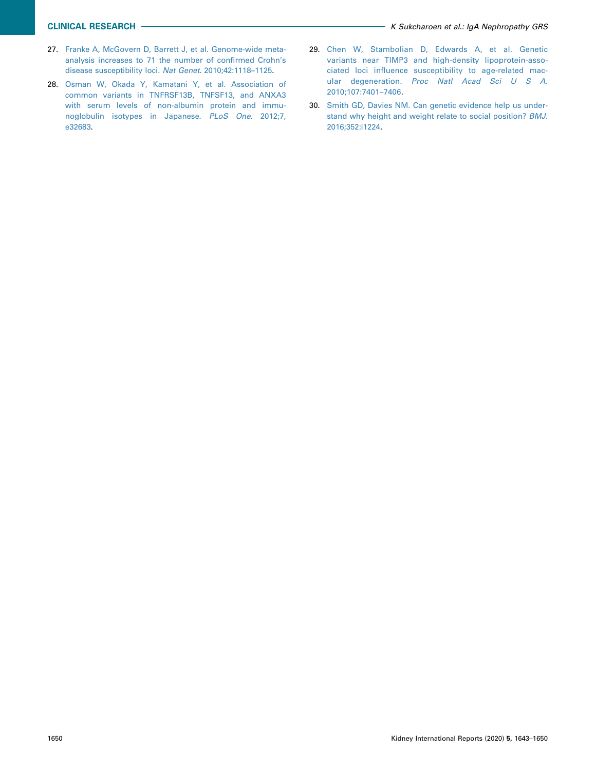27. Franke A, McGovern D, Barrett J, et al. Genome-wide meta-analysis increases to 71 the number of confirmed Crohn's disease susceptibility loci. *Nat Genet*. 2010;42:1118–1125.
28. Osman W, Okada Y, Kamatani Y, et al. Association of common variants in TNFRSF13B, TNFSF13, and ANXA3 with serum levels of non-albumin protein and immunoglobulin isotypes in Japanese. *PLoS One*. 2012;7, e32683.
29. Chen W, Stambolian D, Edwards A, et al. Genetic variants near TIMP3 and high-density lipoprotein-associated loci influence susceptibility to age-related macular degeneration. *Proc Natl Acad Sci U S A*. 2010;107:7401–7406.
30. Smith GD, Davies NM. Can genetic evidence help us understand why height and weight relate to social position? *BMJ*. 2016;352:i1224.